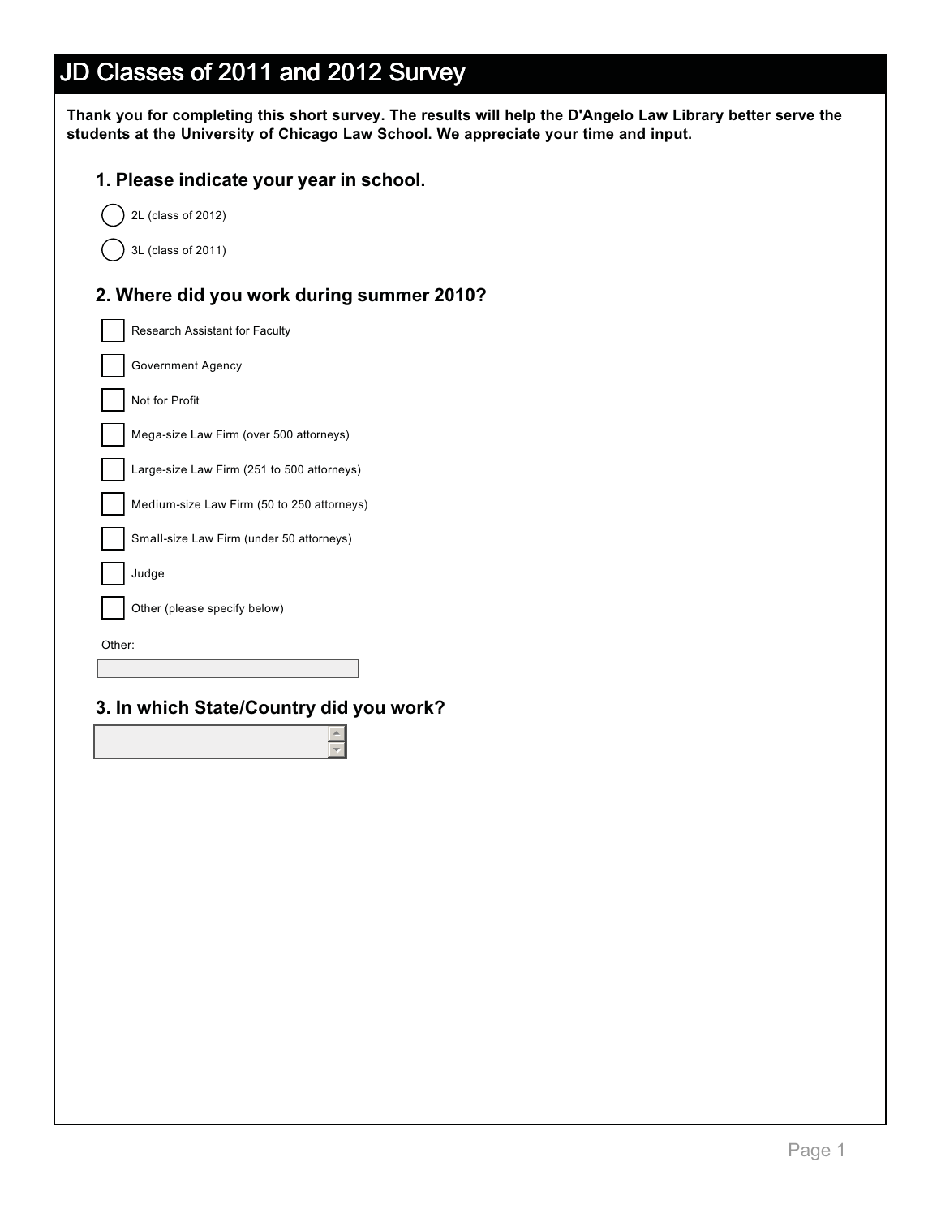# JD Classes of 2011 and 2012 Survey

**Thank you for completing this short survey. The results will help the D'Angelo Law Library better serve the students at the University of Chicago Law School. We appreciate your time and input.**

## 1. Please indicate your year in school.

- ( ) 2L (class of 2012)
- ( ) 3L (class of 2011)

## 2. Where did you work during summer 2010?

- [ ] Research Assistant for Faculty
- [ ] Government Agency
- [ ] Not for Profit
- [ ] Mega-size Law Firm (over 500 attorneys)
- [ ] Large-size Law Firm (251 to 500 attorneys)
- [ ] Medium-size Law Firm (50 to 250 attorneys)
- [ ] Small-size Law Firm (under 50 attorneys)
- [ ] Judge
- [ ] Other (please specify below)

Other:

______________________

## 3. In which State/Country did you work?

______________________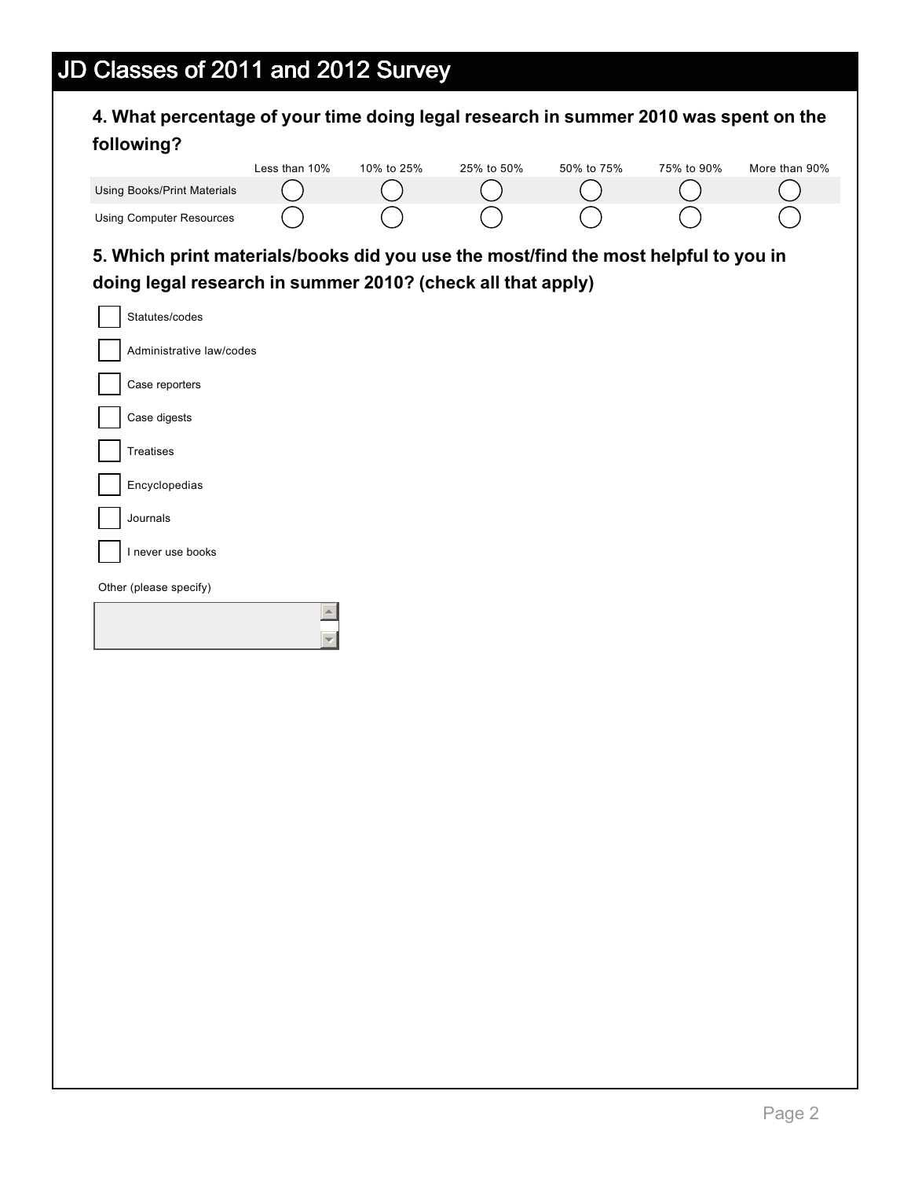# JD Classes of 2011 and 2012 Survey

**4. What percentage of your time doing legal research in summer 2010 was spent on the following?**

| | Less than 10% | 10% to 25% | 25% to 50% | 50% to 75% | 75% to 90% | More than 90% |
|---|---|---|---|---|---|---|
| Using Books/Print Materials | ◯ | ◯ | ◯ | ◯ | ◯ | ◯ |
| Using Computer Resources | ◯ | ◯ | ◯ | ◯ | ◯ | ◯ |

**5. Which print materials/books did you use the most/find the most helpful to you in doing legal research in summer 2010? (check all that apply)**

- [ ] Statutes/codes
- [ ] Administrative law/codes
- [ ] Case reporters
- [ ] Case digests
- [ ] Treatises
- [ ] Encyclopedias
- [ ] Journals
- [ ] I never use books

Other (please specify)

[ ]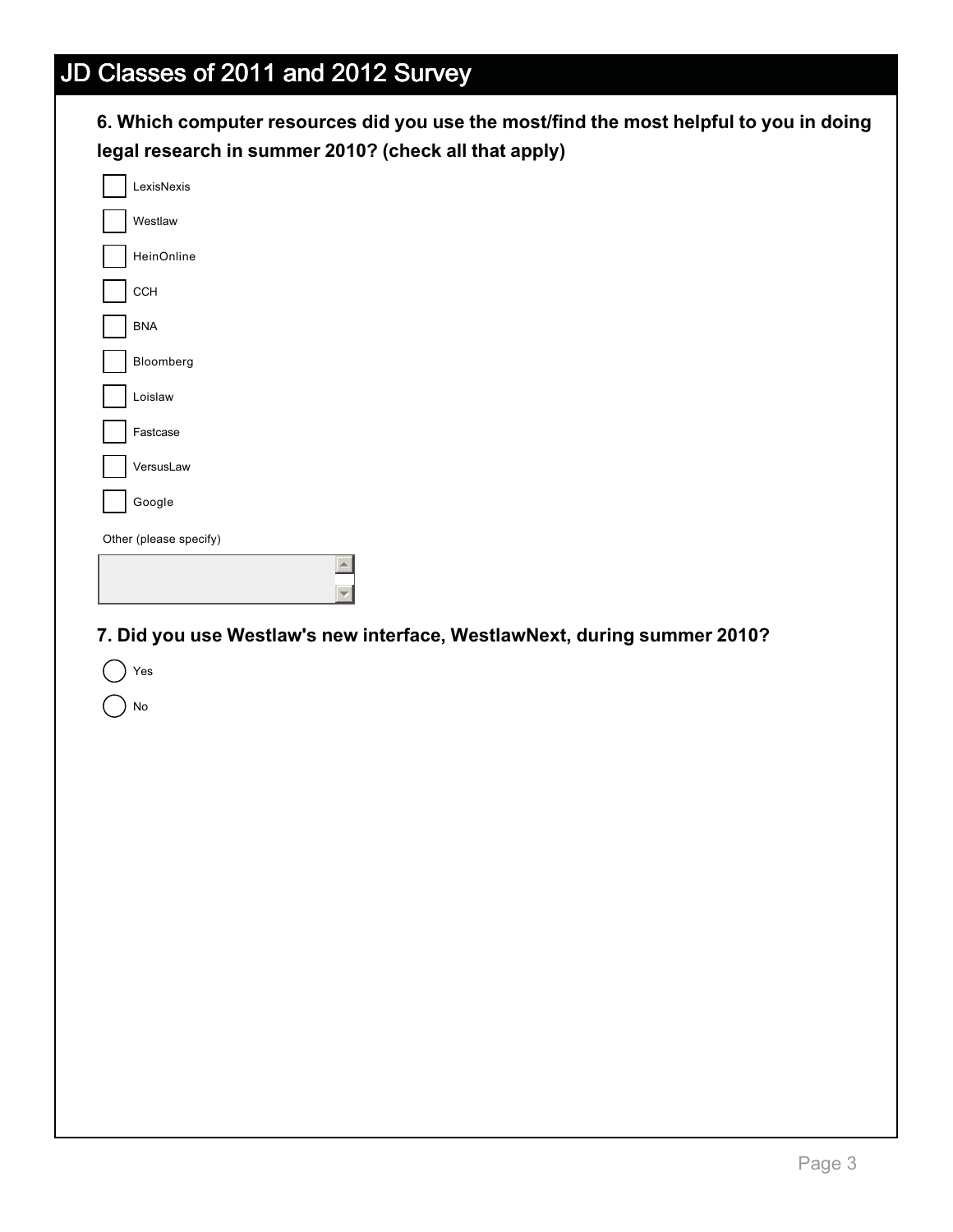# JD Classes of 2011 and 2012 Survey

**6. Which computer resources did you use the most/find the most helpful to you in doing legal research in summer 2010? (check all that apply)**

- [ ] LexisNexis
- [ ] Westlaw
- [ ] HeinOnline
- [ ] CCH
- [ ] BNA
- [ ] Bloomberg
- [ ] Loislaw
- [ ] Fastcase
- [ ] VersusLaw
- [ ] Google

Other (please specify)

**7. Did you use Westlaw's new interface, WestlawNext, during summer 2010?**

- ( ) Yes
- ( ) No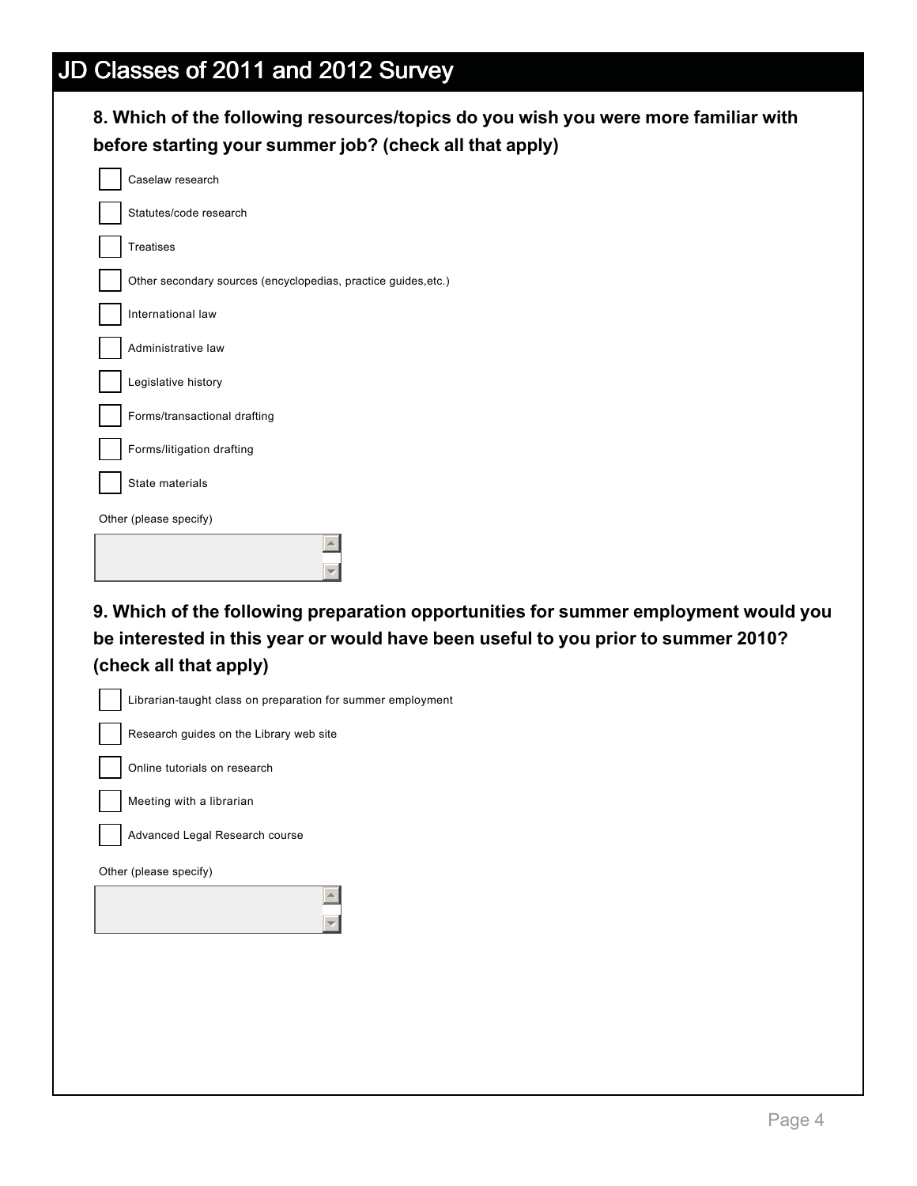# JD Classes of 2011 and 2012 Survey

**8. Which of the following resources/topics do you wish you were more familiar with before starting your summer job? (check all that apply)**

- [ ] Caselaw research
- [ ] Statutes/code research
- [ ] Treatises
- [ ] Other secondary sources (encyclopedias, practice guides,etc.)
- [ ] International law
- [ ] Administrative law
- [ ] Legislative history
- [ ] Forms/transactional drafting
- [ ] Forms/litigation drafting
- [ ] State materials

Other (please specify)

**9. Which of the following preparation opportunities for summer employment would you be interested in this year or would have been useful to you prior to summer 2010? (check all that apply)**

- [ ] Librarian-taught class on preparation for summer employment
- [ ] Research guides on the Library web site
- [ ] Online tutorials on research
- [ ] Meeting with a librarian
- [ ] Advanced Legal Research course

Other (please specify)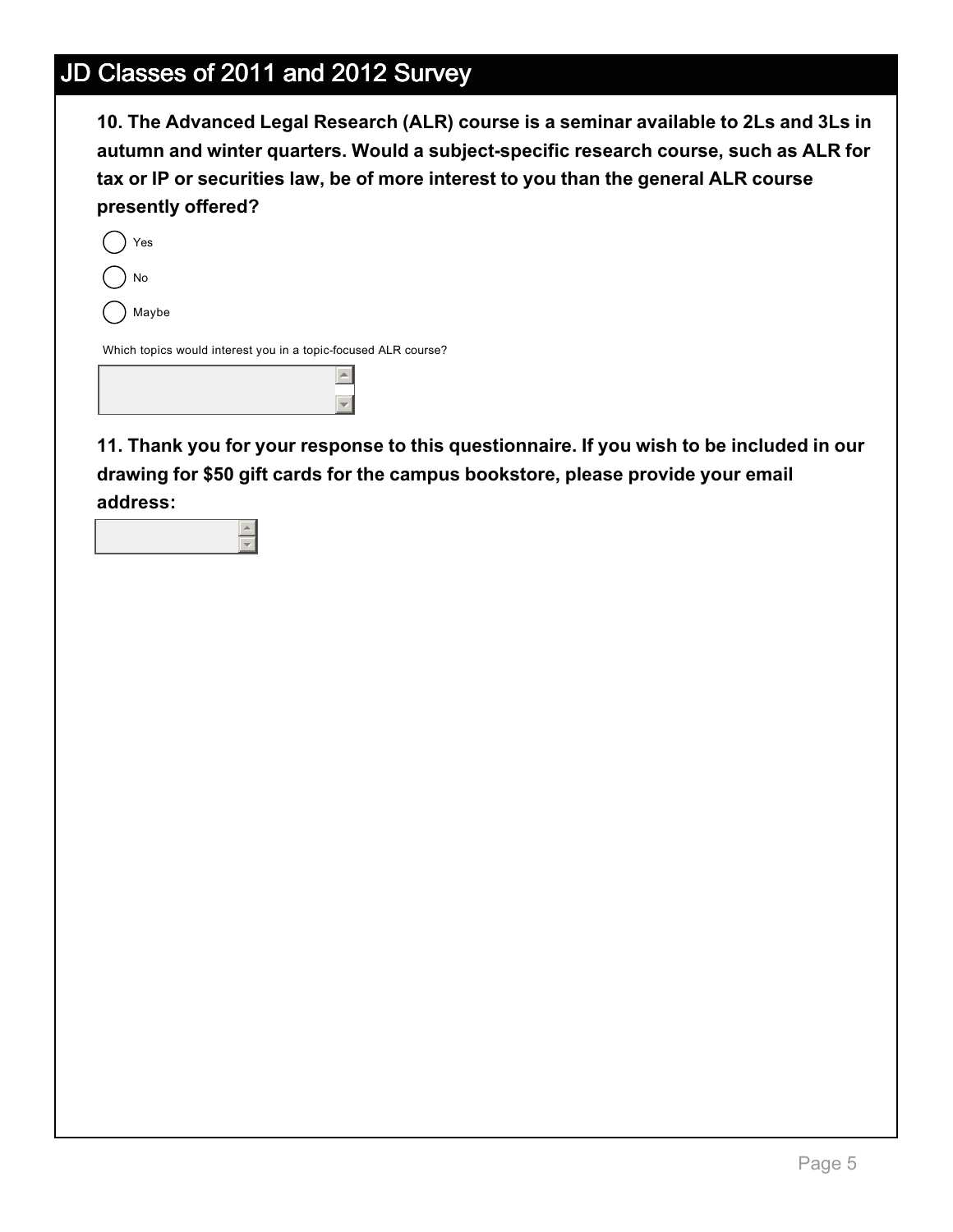# JD Classes of 2011 and 2012 Survey

**10. The Advanced Legal Research (ALR) course is a seminar available to 2Ls and 3Ls in autumn and winter quarters. Would a subject-specific research course, such as ALR for tax or IP or securities law, be of more interest to you than the general ALR course presently offered?**

- ◯ Yes
- ◯ No
- ◯ Maybe

Which topics would interest you in a topic-focused ALR course?

**11. Thank you for your response to this questionnaire. If you wish to be included in our drawing for $50 gift cards for the campus bookstore, please provide your email address:**